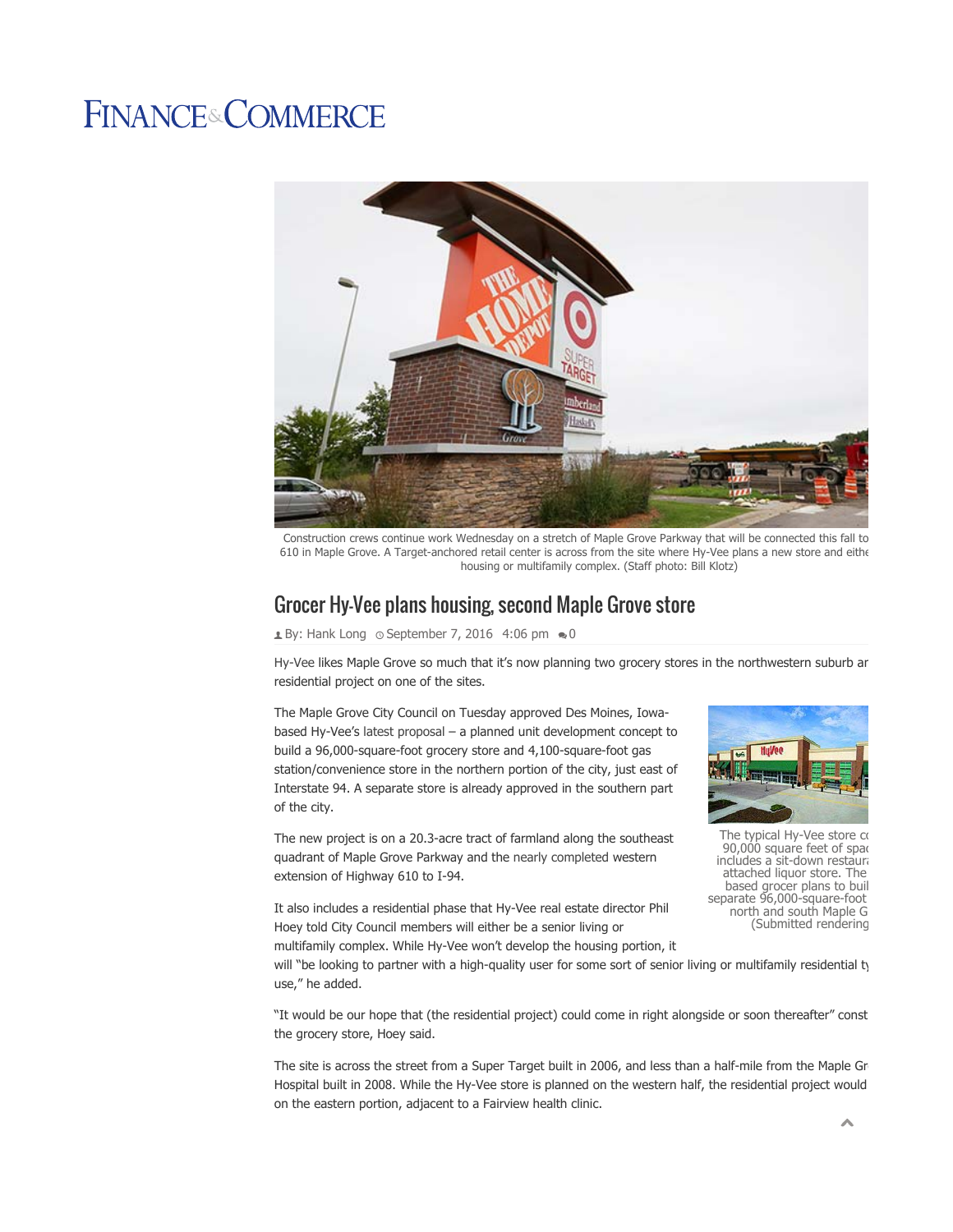# FINANCE & COMMERCE

Construction crews continue work Wednesday on a stretch of Maple Grove Parkway that will be connected this fall to 610 in Maple Grove. A Target-anchored retail center is across from the site where Hy-Vee plans a new store and eithe housing or multifamily complex. (Staff photo: Bill Klotz)

## Grocer Hy-Vee plans housing, second Maple Grove store

By: Hank Long September 7, 2016 4:06 pm 0

Hy-Vee likes Maple Grove so much that it's now planning two grocery stores in the northwestern suburb ar residential project on one of the sites.

The Maple Grove City Council on Tuesday approved Des Moines, Iowa-based Hy-Vee's latest proposal – a planned unit development concept to build a 96,000-square-foot grocery store and 4,100-square-foot gas station/convenience store in the northern portion of the city, just east of Interstate 94. A separate store is already approved in the southern part of the city.

The typical Hy-Vee store c 90,000 square feet of spac includes a sit-down restaura attached liquor store. The based grocer plans to buil separate 96,000-square-foot north and south Maple G (Submitted rendering

The new project is on a 20.3-acre tract of farmland along the southeast quadrant of Maple Grove Parkway and the nearly completed western extension of Highway 610 to I-94.

It also includes a residential phase that Hy-Vee real estate director Phil Hoey told City Council members will either be a senior living or multifamily complex. While Hy-Vee won't develop the housing portion, it will "be looking to partner with a high-quality user for some sort of senior living or multifamily residential t use," he added.

"It would be our hope that (the residential project) could come in right alongside or soon thereafter" const the grocery store, Hoey said.

The site is across the street from a Super Target built in 2006, and less than a half-mile from the Maple Gr Hospital built in 2008. While the Hy-Vee store is planned on the western half, the residential project would on the eastern portion, adjacent to a Fairview health clinic.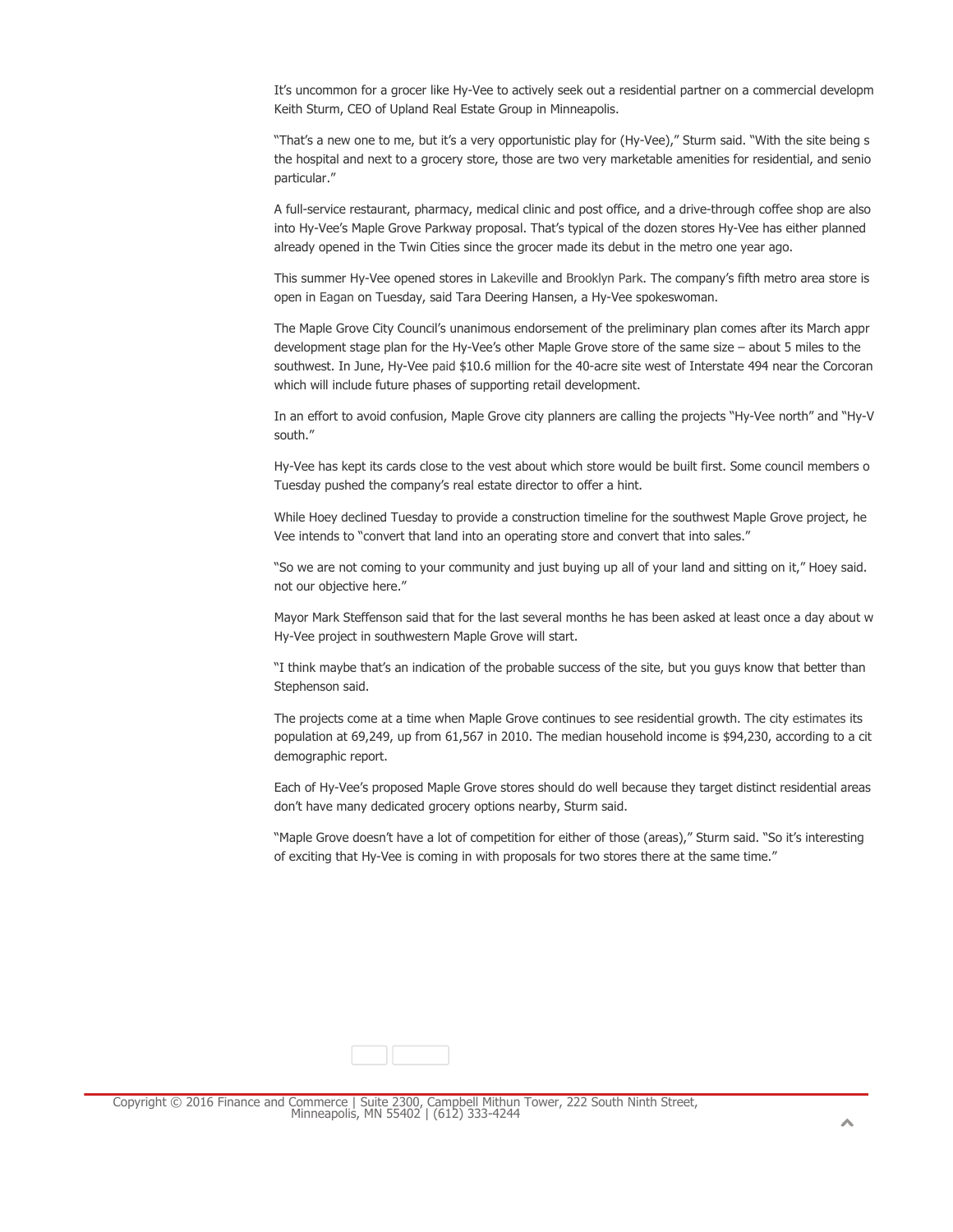It's uncommon for a grocer like Hy-Vee to actively seek out a residential partner on a commercial developm Keith Sturm, CEO of Upland Real Estate Group in Minneapolis.

"That's a new one to me, but it's a very opportunistic play for (Hy-Vee)," Sturm said. "With the site being s the hospital and next to a grocery store, those are two very marketable amenities for residential, and senio particular."

A full-service restaurant, pharmacy, medical clinic and post office, and a drive-through coffee shop are also into Hy-Vee's Maple Grove Parkway proposal. That's typical of the dozen stores Hy-Vee has either planned already opened in the Twin Cities since the grocer made its debut in the metro one year ago.

This summer Hy-Vee opened stores in Lakeville and Brooklyn Park. The company's fifth metro area store is open in Eagan on Tuesday, said Tara Deering Hansen, a Hy-Vee spokeswoman.

The Maple Grove City Council's unanimous endorsement of the preliminary plan comes after its March appr development stage plan for the Hy-Vee's other Maple Grove store of the same size – about 5 miles to the southwest. In June, Hy-Vee paid $10.6 million for the 40-acre site west of Interstate 494 near the Corcoran which will include future phases of supporting retail development.

In an effort to avoid confusion, Maple Grove city planners are calling the projects "Hy-Vee north" and "Hy-V south."

Hy-Vee has kept its cards close to the vest about which store would be built first. Some council members o Tuesday pushed the company's real estate director to offer a hint.

While Hoey declined Tuesday to provide a construction timeline for the southwest Maple Grove project, he Vee intends to "convert that land into an operating store and convert that into sales."

"So we are not coming to your community and just buying up all of your land and sitting on it," Hoey said. not our objective here."

Mayor Mark Steffenson said that for the last several months he has been asked at least once a day about w Hy-Vee project in southwestern Maple Grove will start.

"I think maybe that's an indication of the probable success of the site, but you guys know that better than Stephenson said.

The projects come at a time when Maple Grove continues to see residential growth. The city estimates its population at 69,249, up from 61,567 in 2010. The median household income is $94,230, according to a cit demographic report.

Each of Hy-Vee's proposed Maple Grove stores should do well because they target distinct residential areas don't have many dedicated grocery options nearby, Sturm said.

"Maple Grove doesn't have a lot of competition for either of those (areas)," Sturm said. "So it's interesting of exciting that Hy-Vee is coming in with proposals for two stores there at the same time."

Copyright © 2016 Finance and Commerce | Suite 2300, Campbell Mithun Tower, 222 South Ninth Street, Minneapolis, MN 55402 | (612) 333-4244